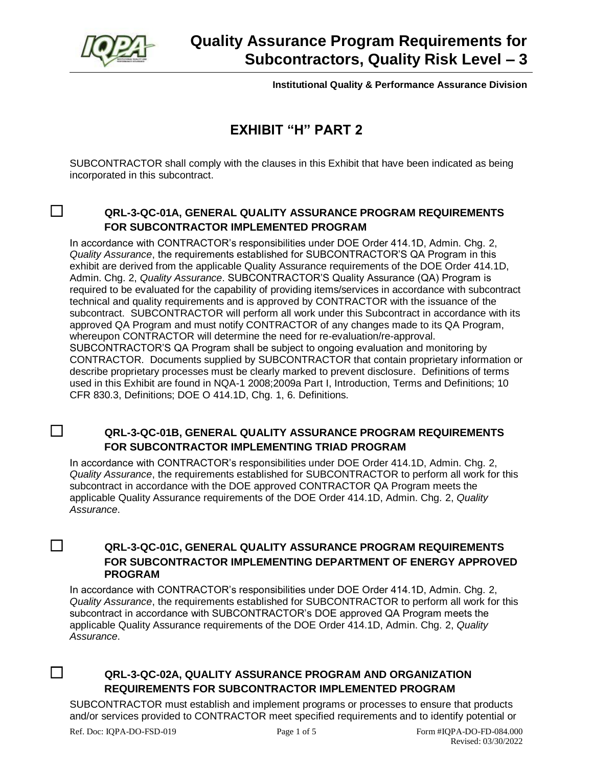# Quality Assurance Program Requirements for Subcontractors, Quality Risk Level – 3

**Institutional Quality & Performance Assurance Division**

## EXHIBIT "H" PART 2

SUBCONTRACTOR shall comply with the clauses in this Exhibit that have been indicated as being incorporated in this subcontract.

### ☐ QRL-3-QC-01A, GENERAL QUALITY ASSURANCE PROGRAM REQUIREMENTS FOR SUBCONTRACTOR IMPLEMENTED PROGRAM

In accordance with CONTRACTOR's responsibilities under DOE Order 414.1D, Admin. Chg. 2, *Quality Assurance*, the requirements established for SUBCONTRACTOR'S QA Program in this exhibit are derived from the applicable Quality Assurance requirements of the DOE Order 414.1D, Admin. Chg. 2, *Quality Assurance*. SUBCONTRACTOR'S Quality Assurance (QA) Program is required to be evaluated for the capability of providing items/services in accordance with subcontract technical and quality requirements and is approved by CONTRACTOR with the issuance of the subcontract. SUBCONTRACTOR will perform all work under this Subcontract in accordance with its approved QA Program and must notify CONTRACTOR of any changes made to its QA Program, whereupon CONTRACTOR will determine the need for re-evaluation/re-approval. SUBCONTRACTOR'S QA Program shall be subject to ongoing evaluation and monitoring by CONTRACTOR. Documents supplied by SUBCONTRACTOR that contain proprietary information or describe proprietary processes must be clearly marked to prevent disclosure. Definitions of terms used in this Exhibit are found in NQA-1 2008;2009a Part I, Introduction, Terms and Definitions; 10 CFR 830.3, Definitions; DOE O 414.1D, Chg. 1, 6. Definitions.

### ☐ QRL-3-QC-01B, GENERAL QUALITY ASSURANCE PROGRAM REQUIREMENTS FOR SUBCONTRACTOR IMPLEMENTING TRIAD PROGRAM

In accordance with CONTRACTOR's responsibilities under DOE Order 414.1D, Admin. Chg. 2, *Quality Assurance*, the requirements established for SUBCONTRACTOR to perform all work for this subcontract in accordance with the DOE approved CONTRACTOR QA Program meets the applicable Quality Assurance requirements of the DOE Order 414.1D, Admin. Chg. 2, *Quality Assurance*.

### ☐ QRL-3-QC-01C, GENERAL QUALITY ASSURANCE PROGRAM REQUIREMENTS FOR SUBCONTRACTOR IMPLEMENTING DEPARTMENT OF ENERGY APPROVED PROGRAM

In accordance with CONTRACTOR's responsibilities under DOE Order 414.1D, Admin. Chg. 2, *Quality Assurance*, the requirements established for SUBCONTRACTOR to perform all work for this subcontract in accordance with SUBCONTRACTOR's DOE approved QA Program meets the applicable Quality Assurance requirements of the DOE Order 414.1D, Admin. Chg. 2, *Quality Assurance*.

### ☐ QRL-3-QC-02A, QUALITY ASSURANCE PROGRAM AND ORGANIZATION REQUIREMENTS FOR SUBCONTRACTOR IMPLEMENTED PROGRAM

SUBCONTRACTOR must establish and implement programs or processes to ensure that products and/or services provided to CONTRACTOR meet specified requirements and to identify potential or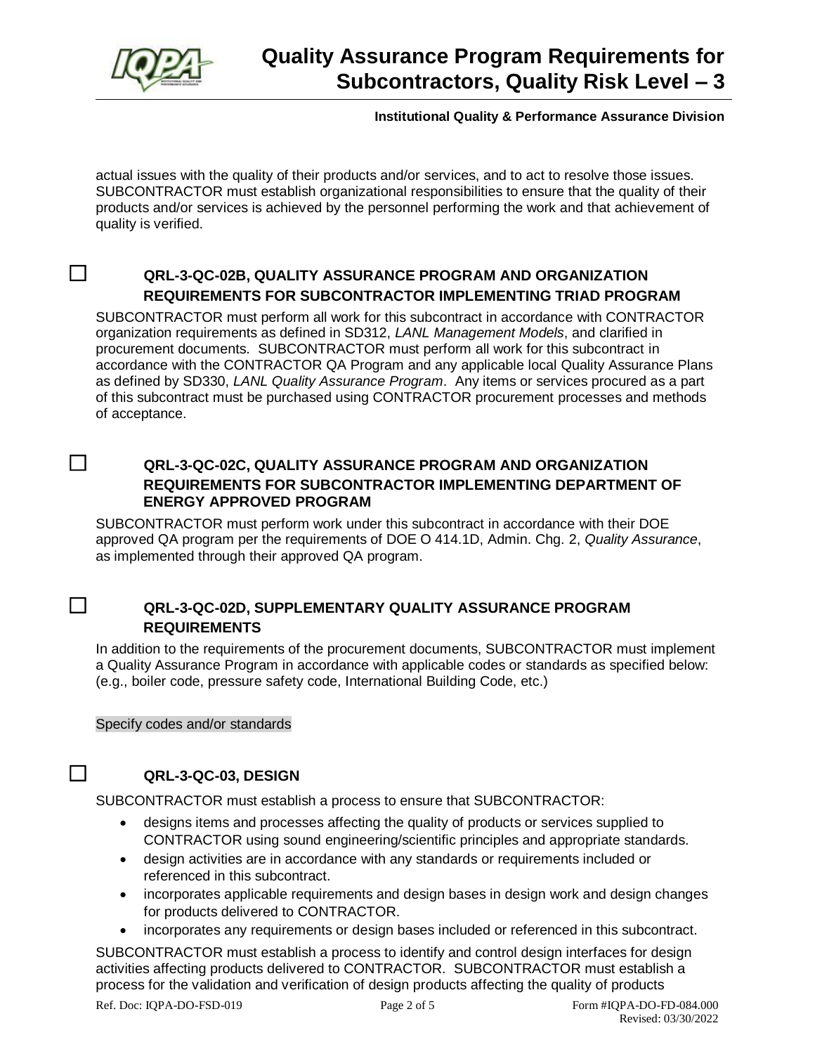actual issues with the quality of their products and/or services, and to act to resolve those issues. SUBCONTRACTOR must establish organizational responsibilities to ensure that the quality of their products and/or services is achieved by the personnel performing the work and that achievement of quality is verified.

☐ **QRL-3-QC-02B, QUALITY ASSURANCE PROGRAM AND ORGANIZATION REQUIREMENTS FOR SUBCONTRACTOR IMPLEMENTING TRIAD PROGRAM**

SUBCONTRACTOR must perform all work for this subcontract in accordance with CONTRACTOR organization requirements as defined in SD312, *LANL Management Models*, and clarified in procurement documents. SUBCONTRACTOR must perform all work for this subcontract in accordance with the CONTRACTOR QA Program and any applicable local Quality Assurance Plans as defined by SD330, *LANL Quality Assurance Program*. Any items or services procured as a part of this subcontract must be purchased using CONTRACTOR procurement processes and methods of acceptance.

☐ **QRL-3-QC-02C, QUALITY ASSURANCE PROGRAM AND ORGANIZATION REQUIREMENTS FOR SUBCONTRACTOR IMPLEMENTING DEPARTMENT OF ENERGY APPROVED PROGRAM**

SUBCONTRACTOR must perform work under this subcontract in accordance with their DOE approved QA program per the requirements of DOE O 414.1D, Admin. Chg. 2, *Quality Assurance*, as implemented through their approved QA program.

☐ **QRL-3-QC-02D, SUPPLEMENTARY QUALITY ASSURANCE PROGRAM REQUIREMENTS**

In addition to the requirements of the procurement documents, SUBCONTRACTOR must implement a Quality Assurance Program in accordance with applicable codes or standards as specified below: (e.g., boiler code, pressure safety code, International Building Code, etc.)

Specify codes and/or standards

☐ **QRL-3-QC-03, DESIGN**

SUBCONTRACTOR must establish a process to ensure that SUBCONTRACTOR:

- designs items and processes affecting the quality of products or services supplied to CONTRACTOR using sound engineering/scientific principles and appropriate standards.
- design activities are in accordance with any standards or requirements included or referenced in this subcontract.
- incorporates applicable requirements and design bases in design work and design changes for products delivered to CONTRACTOR.
- incorporates any requirements or design bases included or referenced in this subcontract.

SUBCONTRACTOR must establish a process to identify and control design interfaces for design activities affecting products delivered to CONTRACTOR. SUBCONTRACTOR must establish a process for the validation and verification of design products affecting the quality of products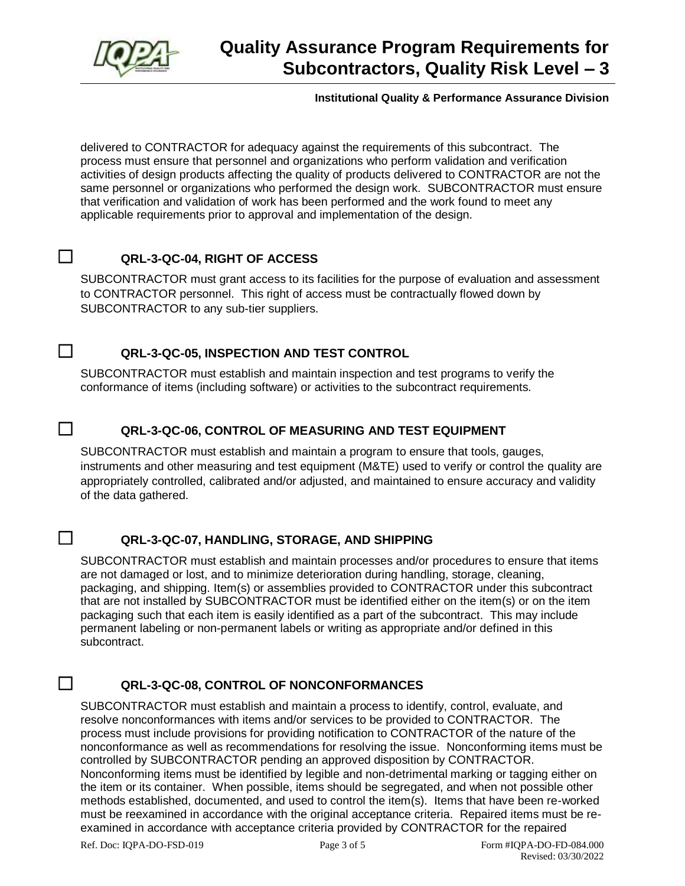delivered to CONTRACTOR for adequacy against the requirements of this subcontract. The process must ensure that personnel and organizations who perform validation and verification activities of design products affecting the quality of products delivered to CONTRACTOR are not the same personnel or organizations who performed the design work. SUBCONTRACTOR must ensure that verification and validation of work has been performed and the work found to meet any applicable requirements prior to approval and implementation of the design.

☐ **QRL-3-QC-04, RIGHT OF ACCESS**

SUBCONTRACTOR must grant access to its facilities for the purpose of evaluation and assessment to CONTRACTOR personnel. This right of access must be contractually flowed down by SUBCONTRACTOR to any sub-tier suppliers.

☐ **QRL-3-QC-05, INSPECTION AND TEST CONTROL**

SUBCONTRACTOR must establish and maintain inspection and test programs to verify the conformance of items (including software) or activities to the subcontract requirements.

☐ **QRL-3-QC-06, CONTROL OF MEASURING AND TEST EQUIPMENT**

SUBCONTRACTOR must establish and maintain a program to ensure that tools, gauges, instruments and other measuring and test equipment (M&TE) used to verify or control the quality are appropriately controlled, calibrated and/or adjusted, and maintained to ensure accuracy and validity of the data gathered.

☐ **QRL-3-QC-07, HANDLING, STORAGE, AND SHIPPING**

SUBCONTRACTOR must establish and maintain processes and/or procedures to ensure that items are not damaged or lost, and to minimize deterioration during handling, storage, cleaning, packaging, and shipping. Item(s) or assemblies provided to CONTRACTOR under this subcontract that are not installed by SUBCONTRACTOR must be identified either on the item(s) or on the item packaging such that each item is easily identified as a part of the subcontract. This may include permanent labeling or non-permanent labels or writing as appropriate and/or defined in this subcontract.

☐ **QRL-3-QC-08, CONTROL OF NONCONFORMANCES**

SUBCONTRACTOR must establish and maintain a process to identify, control, evaluate, and resolve nonconformances with items and/or services to be provided to CONTRACTOR. The process must include provisions for providing notification to CONTRACTOR of the nature of the nonconformance as well as recommendations for resolving the issue. Nonconforming items must be controlled by SUBCONTRACTOR pending an approved disposition by CONTRACTOR. Nonconforming items must be identified by legible and non-detrimental marking or tagging either on the item or its container. When possible, items should be segregated, and when not possible other methods established, documented, and used to control the item(s). Items that have been re-worked must be reexamined in accordance with the original acceptance criteria. Repaired items must be re-examined in accordance with acceptance criteria provided by CONTRACTOR for the repaired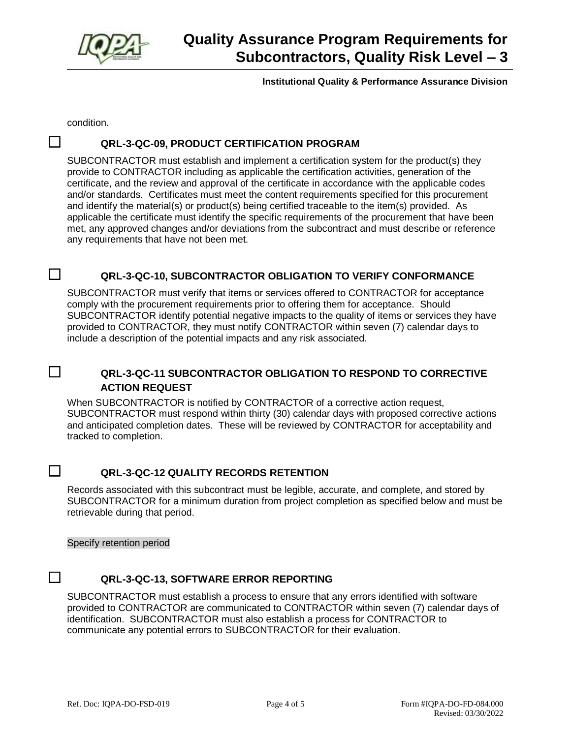condition.

☐ **QRL-3-QC-09, PRODUCT CERTIFICATION PROGRAM**

SUBCONTRACTOR must establish and implement a certification system for the product(s) they provide to CONTRACTOR including as applicable the certification activities, generation of the certificate, and the review and approval of the certificate in accordance with the applicable codes and/or standards. Certificates must meet the content requirements specified for this procurement and identify the material(s) or product(s) being certified traceable to the item(s) provided. As applicable the certificate must identify the specific requirements of the procurement that have been met, any approved changes and/or deviations from the subcontract and must describe or reference any requirements that have not been met.

☐ **QRL-3-QC-10, SUBCONTRACTOR OBLIGATION TO VERIFY CONFORMANCE**

SUBCONTRACTOR must verify that items or services offered to CONTRACTOR for acceptance comply with the procurement requirements prior to offering them for acceptance. Should SUBCONTRACTOR identify potential negative impacts to the quality of items or services they have provided to CONTRACTOR, they must notify CONTRACTOR within seven (7) calendar days to include a description of the potential impacts and any risk associated.

☐ **QRL-3-QC-11 SUBCONTRACTOR OBLIGATION TO RESPOND TO CORRECTIVE ACTION REQUEST**

When SUBCONTRACTOR is notified by CONTRACTOR of a corrective action request, SUBCONTRACTOR must respond within thirty (30) calendar days with proposed corrective actions and anticipated completion dates. These will be reviewed by CONTRACTOR for acceptability and tracked to completion.

☐ **QRL-3-QC-12 QUALITY RECORDS RETENTION**

Records associated with this subcontract must be legible, accurate, and complete, and stored by SUBCONTRACTOR for a minimum duration from project completion as specified below and must be retrievable during that period.

Specify retention period

☐ **QRL-3-QC-13, SOFTWARE ERROR REPORTING**

SUBCONTRACTOR must establish a process to ensure that any errors identified with software provided to CONTRACTOR are communicated to CONTRACTOR within seven (7) calendar days of identification. SUBCONTRACTOR must also establish a process for CONTRACTOR to communicate any potential errors to SUBCONTRACTOR for their evaluation.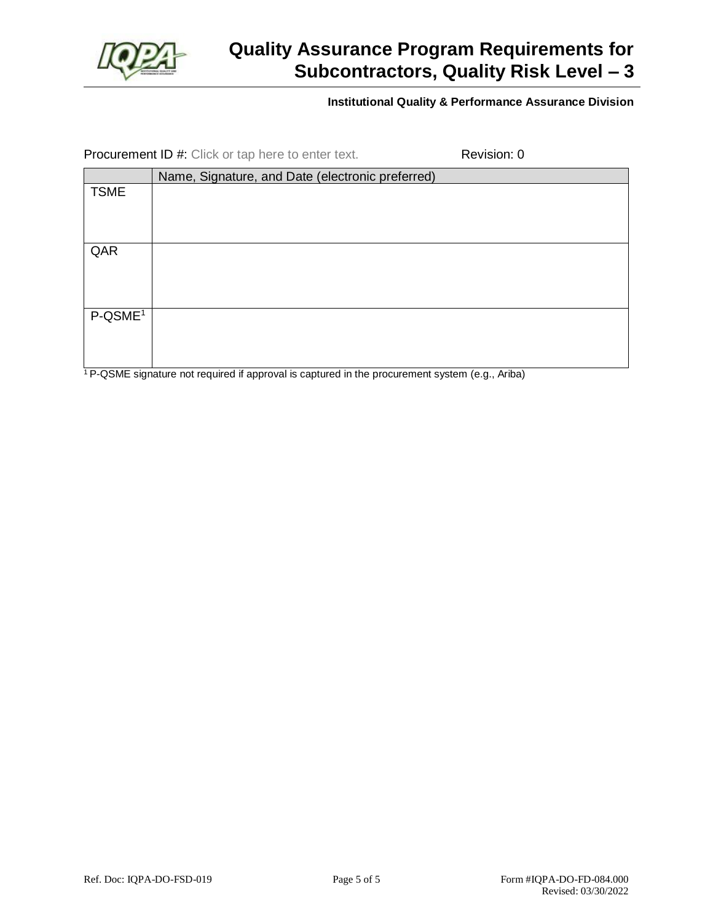Procurement ID #: Click or tap here to enter text. Revision: 0

| | Name, Signature, and Date (electronic preferred) |
|---|---|
| TSME | |
| QAR | |
| P-QSME[1] | |

[1] P-QSME signature not required if approval is captured in the procurement system (e.g., Ariba)